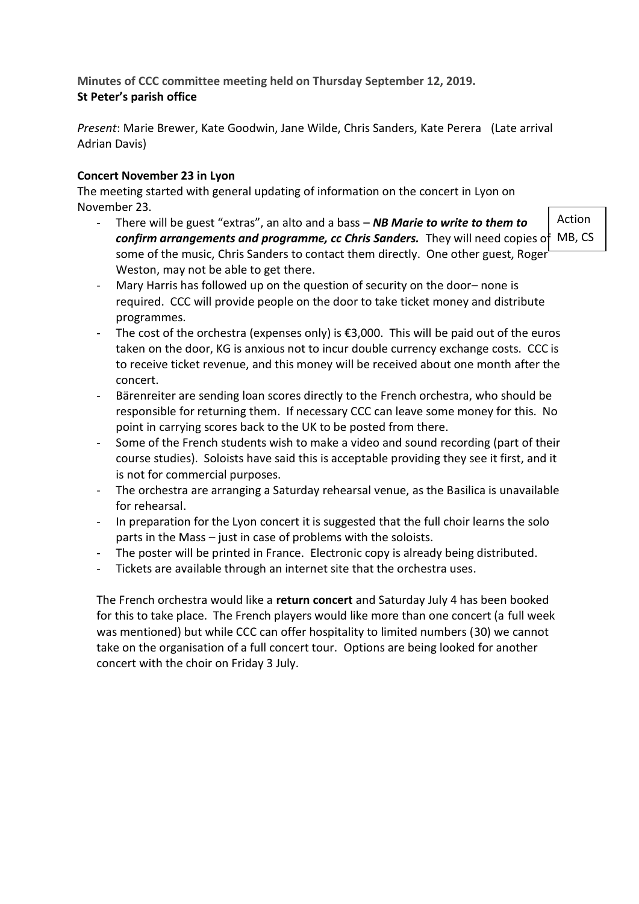**Minutes of CCC committee meeting held on Thursday September 12, 2019.**
**St Peter's parish office**

*Present*: Marie Brewer, Kate Goodwin, Jane Wilde, Chris Sanders, Kate Perera (Late arrival Adrian Davis)

**Concert November 23 in Lyon**

The meeting started with general updating of information on the concert in Lyon on November 23.

- There will be guest "extras", an alto and a bass – ***NB Marie to write to them to confirm arrangements and programme, cc Chris Sanders.*** They will need copies of some of the music, Chris Sanders to contact them directly. One other guest, Roger Weston, may not be able to get there.

  Action: MB, CS

- Mary Harris has followed up on the question of security on the door– none is required. CCC will provide people on the door to take ticket money and distribute programmes.
- The cost of the orchestra (expenses only) is €3,000. This will be paid out of the euros taken on the door, KG is anxious not to incur double currency exchange costs. CCC is to receive ticket revenue, and this money will be received about one month after the concert.
- Bärenreiter are sending loan scores directly to the French orchestra, who should be responsible for returning them. If necessary CCC can leave some money for this. No point in carrying scores back to the UK to be posted from there.
- Some of the French students wish to make a video and sound recording (part of their course studies). Soloists have said this is acceptable providing they see it first, and it is not for commercial purposes.
- The orchestra are arranging a Saturday rehearsal venue, as the Basilica is unavailable for rehearsal.
- In preparation for the Lyon concert it is suggested that the full choir learns the solo parts in the Mass – just in case of problems with the soloists.
- The poster will be printed in France. Electronic copy is already being distributed.
- Tickets are available through an internet site that the orchestra uses.

The French orchestra would like a **return concert** and Saturday July 4 has been booked for this to take place. The French players would like more than one concert (a full week was mentioned) but while CCC can offer hospitality to limited numbers (30) we cannot take on the organisation of a full concert tour. Options are being looked for another concert with the choir on Friday 3 July.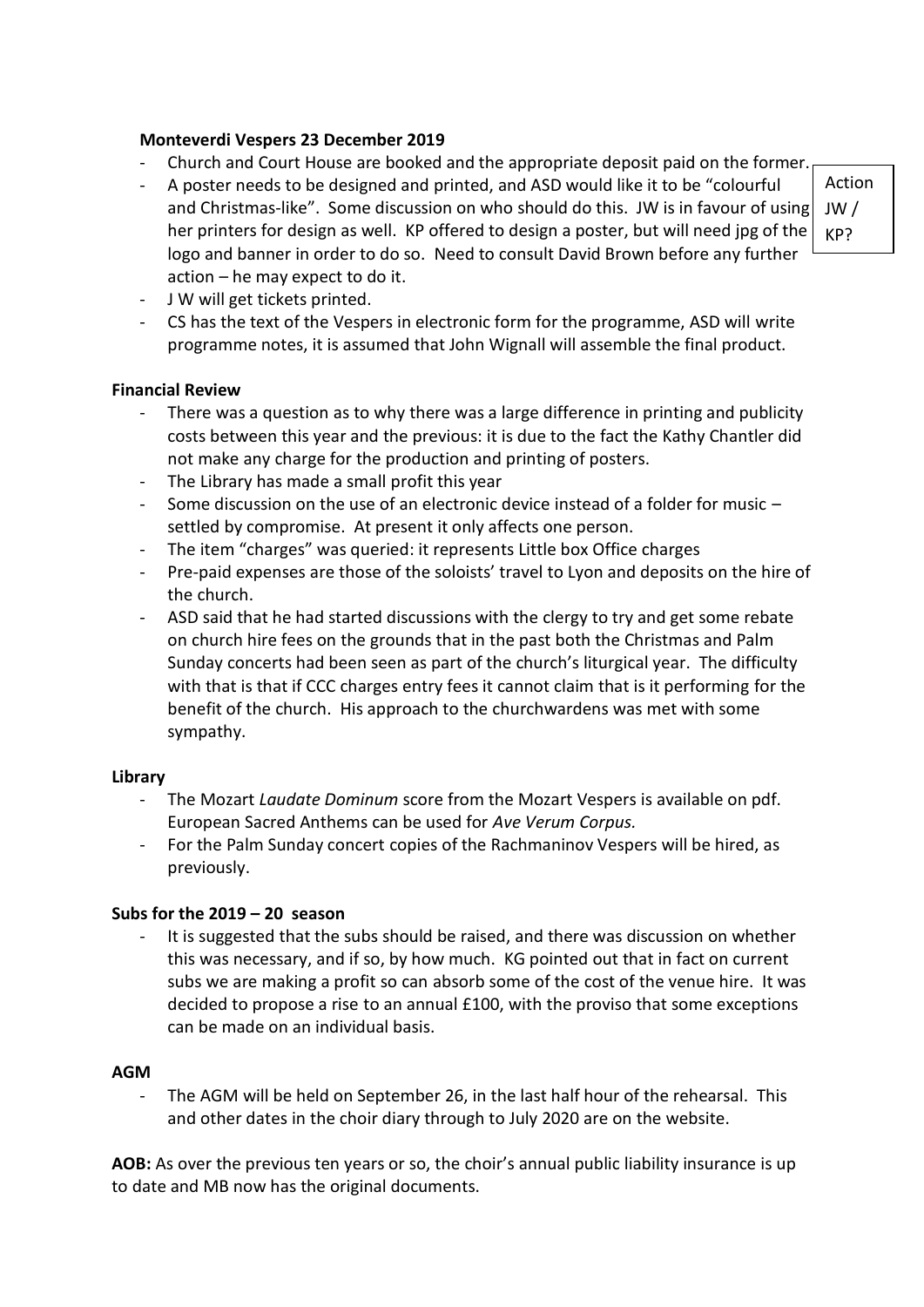**Monteverdi Vespers 23 December 2019**

- Church and Court House are booked and the appropriate deposit paid on the former.
- A poster needs to be designed and printed, and ASD would like it to be "colourful and Christmas-like". Some discussion on who should do this. JW is in favour of using her printers for design as well. KP offered to design a poster, but will need jpg of the logo and banner in order to do so. Need to consult David Brown before any further action – he may expect to do it.

| Action |
| --- |
| JW / KP? |

- J W will get tickets printed.
- CS has the text of the Vespers in electronic form for the programme, ASD will write programme notes, it is assumed that John Wignall will assemble the final product.

**Financial Review**

- There was a question as to why there was a large difference in printing and publicity costs between this year and the previous: it is due to the fact the Kathy Chantler did not make any charge for the production and printing of posters.
- The Library has made a small profit this year
- Some discussion on the use of an electronic device instead of a folder for music – settled by compromise. At present it only affects one person.
- The item "charges" was queried: it represents Little box Office charges
- Pre-paid expenses are those of the soloists' travel to Lyon and deposits on the hire of the church.
- ASD said that he had started discussions with the clergy to try and get some rebate on church hire fees on the grounds that in the past both the Christmas and Palm Sunday concerts had been seen as part of the church's liturgical year. The difficulty with that is that if CCC charges entry fees it cannot claim that is it performing for the benefit of the church. His approach to the churchwardens was met with some sympathy.

**Library**

- The Mozart *Laudate Dominum* score from the Mozart Vespers is available on pdf. European Sacred Anthems can be used for *Ave Verum Corpus.*
- For the Palm Sunday concert copies of the Rachmaninov Vespers will be hired, as previously.

**Subs for the 2019 – 20 season**

- It is suggested that the subs should be raised, and there was discussion on whether this was necessary, and if so, by how much. KG pointed out that in fact on current subs we are making a profit so can absorb some of the cost of the venue hire. It was decided to propose a rise to an annual £100, with the proviso that some exceptions can be made on an individual basis.

**AGM**

- The AGM will be held on September 26, in the last half hour of the rehearsal. This and other dates in the choir diary through to July 2020 are on the website.

**AOB:** As over the previous ten years or so, the choir's annual public liability insurance is up to date and MB now has the original documents.